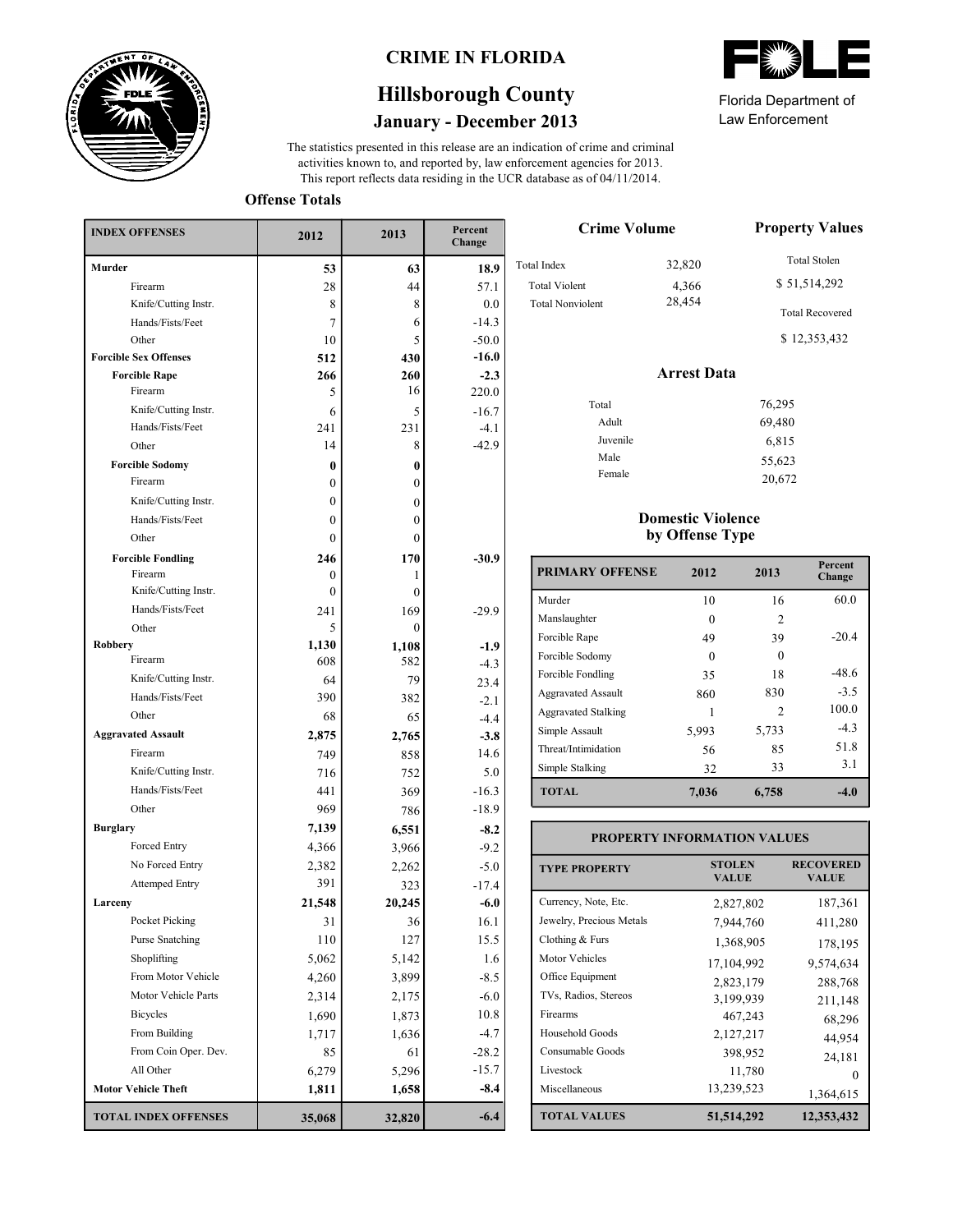# CRIME IN FLORIDA

## Hillsborough County

### January - December 2013

Florida Department of Law Enforcement

The statistics presented in this release are an indication of crime and criminal activities known to, and reported by, law enforcement agencies for 2013. This report reflects data residing in the UCR database as of 04/11/2014.

### Offense Totals

| INDEX OFFENSES | 2012 | 2013 | Percent Change |
|---|---|---|---|
| **Murder** | **53** | **63** | **18.9** |
| Firearm | 28 | 44 | 57.1 |
| Knife/Cutting Instr. | 8 | 8 | 0.0 |
| Hands/Fists/Feet | 7 | 6 | -14.3 |
| Other | 10 | 5 | -50.0 |
| **Forcible Sex Offenses** | **512** | **430** | **-16.0** |
| **Forcible Rape** | **266** | **260** | **-2.3** |
| Firearm | 5 | 16 | 220.0 |
| Knife/Cutting Instr. | 6 | 5 | -16.7 |
| Hands/Fists/Feet | 241 | 231 | -4.1 |
| Other | 14 | 8 | -42.9 |
| **Forcible Sodomy** | **0** | **0** | |
| Firearm | 0 | 0 | |
| Knife/Cutting Instr. | 0 | 0 | |
| Hands/Fists/Feet | 0 | 0 | |
| Other | 0 | 0 | |
| **Forcible Fondling** | **246** | **170** | **-30.9** |
| Firearm | 0 | 1 | |
| Knife/Cutting Instr. | 0 | 0 | |
| Hands/Fists/Feet | 241 | 169 | -29.9 |
| Other | 5 | 0 | |
| **Robbery** | **1,130** | **1,108** | **-1.9** |
| Firearm | 608 | 582 | -4.3 |
| Knife/Cutting Instr. | 64 | 79 | 23.4 |
| Hands/Fists/Feet | 390 | 382 | -2.1 |
| Other | 68 | 65 | -4.4 |
| **Aggravated Assault** | **2,875** | **2,765** | **-3.8** |
| Firearm | 749 | 858 | 14.6 |
| Knife/Cutting Instr. | 716 | 752 | 5.0 |
| Hands/Fists/Feet | 441 | 369 | -16.3 |
| Other | 969 | 786 | -18.9 |
| **Burglary** | **7,139** | **6,551** | **-8.2** |
| Forced Entry | 4,366 | 3,966 | -9.2 |
| No Forced Entry | 2,382 | 2,262 | -5.0 |
| Attemped Entry | 391 | 323 | -17.4 |
| **Larceny** | **21,548** | **20,245** | **-6.0** |
| Pocket Picking | 31 | 36 | 16.1 |
| Purse Snatching | 110 | 127 | 15.5 |
| Shoplifting | 5,062 | 5,142 | 1.6 |
| From Motor Vehicle | 4,260 | 3,899 | -8.5 |
| Motor Vehicle Parts | 2,314 | 2,175 | -6.0 |
| Bicycles | 1,690 | 1,873 | 10.8 |
| From Building | 1,717 | 1,636 | -4.7 |
| From Coin Oper. Dev. | 85 | 61 | -28.2 |
| All Other | 6,279 | 5,296 | -15.7 |
| **Motor Vehicle Theft** | **1,811** | **1,658** | **-8.4** |
| **TOTAL INDEX OFFENSES** | **35,068** | **32,820** | **-6.4** |

### Crime Volume

| | |
|---|---|
| Total Index | 32,820 |
| Total Violent | 4,366 |
| Total Nonviolent | 28,454 |

### Property Values

Total Stolen
$ 51,514,292

Total Recovered
$ 12,353,432

### Arrest Data

| | |
|---|---|
| Total | 76,295 |
| Adult | 69,480 |
| Juvenile | 6,815 |
| Male | 55,623 |
| Female | 20,672 |

### Domestic Violence by Offense Type

| PRIMARY OFFENSE | 2012 | 2013 | Percent Change |
|---|---|---|---|
| Murder | 10 | 16 | 60.0 |
| Manslaughter | 0 | 2 | |
| Forcible Rape | 49 | 39 | -20.4 |
| Forcible Sodomy | 0 | 0 | |
| Forcible Fondling | 35 | 18 | -48.6 |
| Aggravated Assault | 860 | 830 | -3.5 |
| Aggravated Stalking | 1 | 2 | 100.0 |
| Simple Assault | 5,993 | 5,733 | -4.3 |
| Threat/Intimidation | 56 | 85 | 51.8 |
| Simple Stalking | 32 | 33 | 3.1 |
| **TOTAL** | **7,036** | **6,758** | **-4.0** |

### PROPERTY INFORMATION VALUES

| TYPE PROPERTY | STOLEN VALUE | RECOVERED VALUE |
|---|---|---|
| Currency, Note, Etc. | 2,827,802 | 187,361 |
| Jewelry, Precious Metals | 7,944,760 | 411,280 |
| Clothing & Furs | 1,368,905 | 178,195 |
| Motor Vehicles | 17,104,992 | 9,574,634 |
| Office Equipment | 2,823,179 | 288,768 |
| TVs, Radios, Stereos | 3,199,939 | 211,148 |
| Firearms | 467,243 | 68,296 |
| Household Goods | 2,127,217 | 44,954 |
| Consumable Goods | 398,952 | 24,181 |
| Livestock | 11,780 | 0 |
| Miscellaneous | 13,239,523 | 1,364,615 |
| **TOTAL VALUES** | **51,514,292** | **12,353,432** |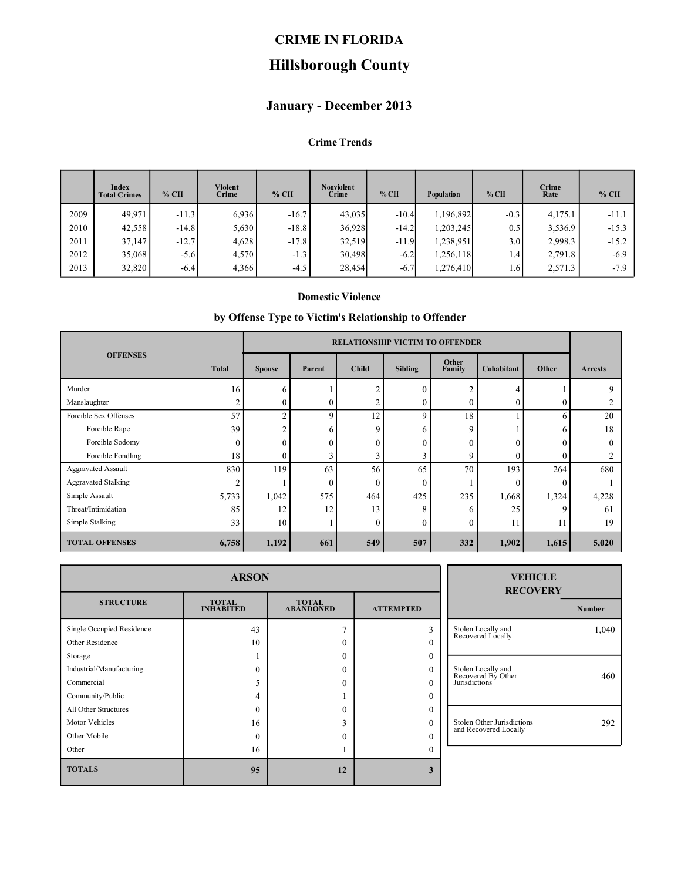# CRIME IN FLORIDA

## Hillsborough County

### January - December 2013

#### Crime Trends

| | Index Total Crimes | % CH | Violent Crime | % CH | Nonviolent Crime | % CH | Population | % CH | Crime Rate | % CH |
|---|---|---|---|---|---|---|---|---|---|---|
| 2009 | 49,971 | -11.3 | 6,936 | -16.7 | 43,035 | -10.4 | 1,196,892 | -0.3 | 4,175.1 | -11.1 |
| 2010 | 42,558 | -14.8 | 5,630 | -18.8 | 36,928 | -14.2 | 1,203,245 | 0.5 | 3,536.9 | -15.3 |
| 2011 | 37,147 | -12.7 | 4,628 | -17.8 | 32,519 | -11.9 | 1,238,951 | 3.0 | 2,998.3 | -15.2 |
| 2012 | 35,068 | -5.6 | 4,570 | -1.3 | 30,498 | -6.2 | 1,256,118 | 1.4 | 2,791.8 | -6.9 |
| 2013 | 32,820 | -6.4 | 4,366 | -4.5 | 28,454 | -6.7 | 1,276,410 | 1.6 | 2,571.3 | -7.9 |

#### Domestic Violence

#### by Offense Type to Victim's Relationship to Offender

| OFFENSES | | RELATIONSHIP VICTIM TO OFFENDER | | | | | | | |
|---|---|---|---|---|---|---|---|---|---|
| | Total | Spouse | Parent | Child | Sibling | Other Family | Cohabitant | Other | Arrests |
| Murder | 16 | 6 | 1 | 2 | 0 | 2 | 4 | 1 | 9 |
| Manslaughter | 2 | 0 | 0 | 2 | 0 | 0 | 0 | 0 | 2 |
| Forcible Sex Offenses | 57 | 2 | 9 | 12 | 9 | 18 | 1 | 6 | 20 |
| Forcible Rape | 39 | 2 | 6 | 9 | 6 | 9 | 1 | 6 | 18 |
| Forcible Sodomy | 0 | 0 | 0 | 0 | 0 | 0 | 0 | 0 | 0 |
| Forcible Fondling | 18 | 0 | 3 | 3 | 3 | 9 | 0 | 0 | 2 |
| Aggravated Assault | 830 | 119 | 63 | 56 | 65 | 70 | 193 | 264 | 680 |
| Aggravated Stalking | 2 | 1 | 0 | 0 | 0 | 1 | 0 | 0 | 1 |
| Simple Assault | 5,733 | 1,042 | 575 | 464 | 425 | 235 | 1,668 | 1,324 | 4,228 |
| Threat/Intimidation | 85 | 12 | 12 | 13 | 8 | 6 | 25 | 9 | 61 |
| Simple Stalking | 33 | 10 | 1 | 0 | 0 | 0 | 11 | 11 | 19 |
| **TOTAL OFFENSES** | **6,758** | **1,192** | **661** | **549** | **507** | **332** | **1,902** | **1,615** | **5,020** |

#### ARSON

| STRUCTURE | TOTAL INHABITED | TOTAL ABANDONED | ATTEMPTED |
|---|---|---|---|
| Single Occupied Residence | 43 | 7 | 3 |
| Other Residence | 10 | 0 | 0 |
| Storage | 1 | 0 | 0 |
| Industrial/Manufacturing | 0 | 0 | 0 |
| Commercial | 5 | 0 | 0 |
| Community/Public | 4 | 1 | 0 |
| All Other Structures | 0 | 0 | 0 |
| Motor Vehicles | 16 | 3 | 0 |
| Other Mobile | 0 | 0 | 0 |
| Other | 16 | 1 | 0 |
| **TOTALS** | **95** | **12** | **3** |

#### VEHICLE RECOVERY

| | Number |
|---|---|
| Stolen Locally and Recovered Locally | 1,040 |
| Stolen Locally and Recovered By Other Jurisdictions | 460 |
| Stolen Other Jurisdictions and Recovered Locally | 292 |